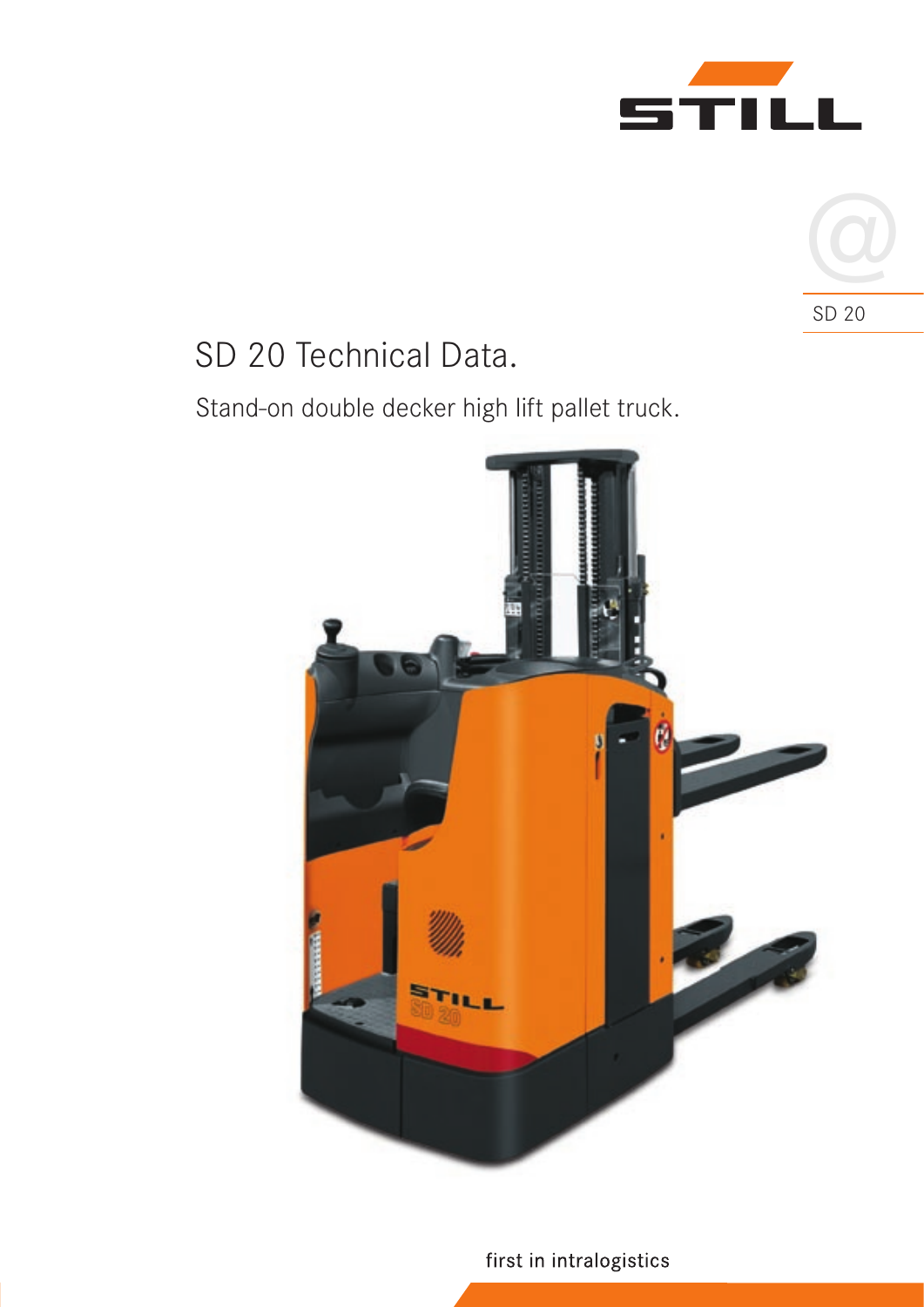STILL

SD 20

# SD 20 Technical Data.

## Stand-on double decker high lift pallet truck.

first in intralogistics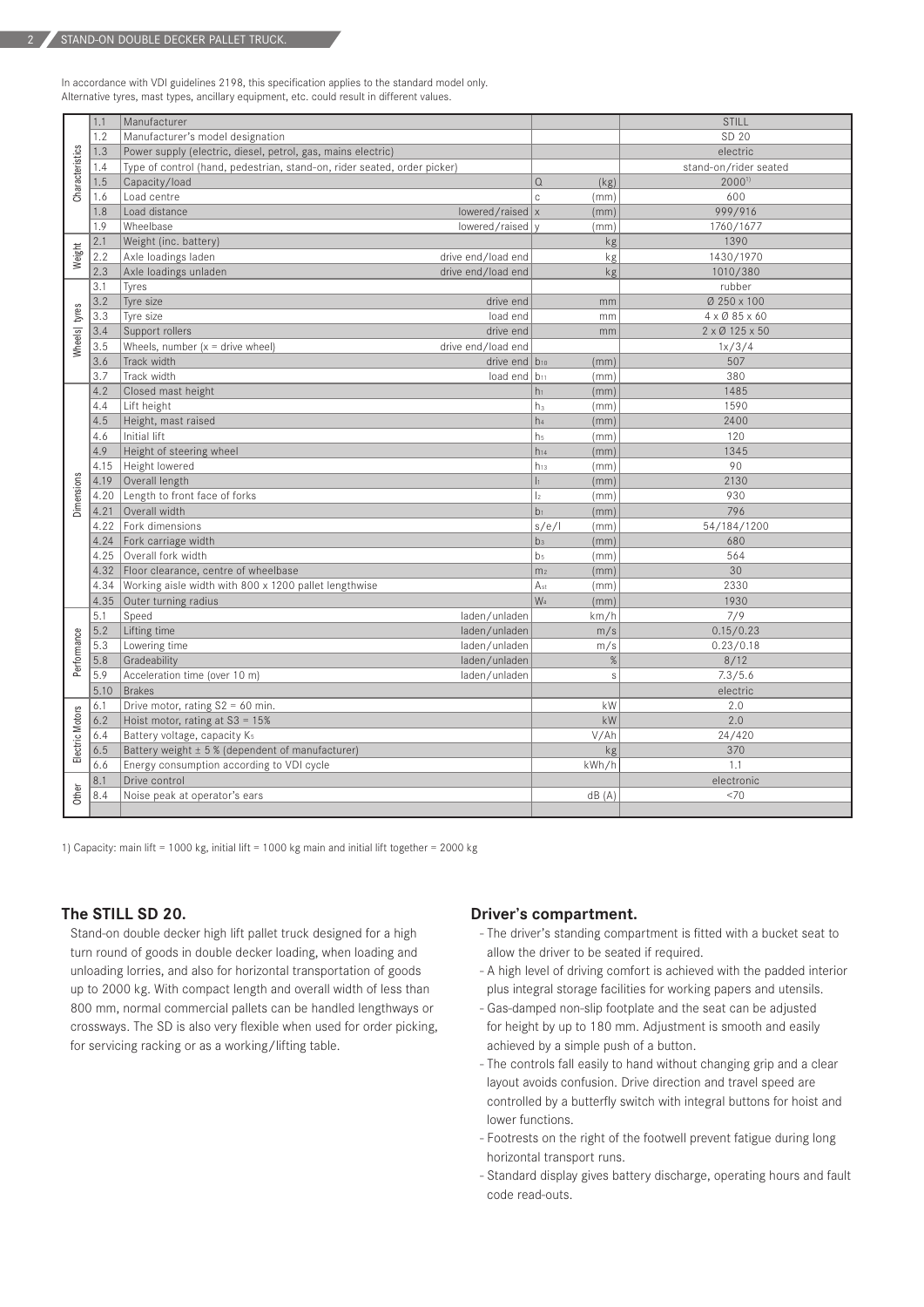In accordance with VDI guidelines 2198, this specification applies to the standard model only.
Alternative tyres, mast types, ancillary equipment, etc. could result in different values.

| | | | | | |
|---|---|---|---|---|---|
| Characteristics | 1.1 | Manufacturer | | | STILL |
| | 1.2 | Manufacturer's model designation | | | SD 20 |
| | 1.3 | Power supply (electric, diesel, petrol, gas, mains electric) | | | electric |
| | 1.4 | Type of control (hand, pedestrian, stand-on, rider seated, order picker) | | | stand-on/rider seated |
| | 1.5 | Capacity/load | | Q (kg) | 2000[1] |
| | 1.6 | Load centre | | c (mm) | 600 |
| | 1.8 | Load distance | lowered/raised | x (mm) | 999/916 |
| | 1.9 | Wheelbase | lowered/raised | y (mm) | 1760/1677 |
| Weight | 2.1 | Weight (inc. battery) | | kg | 1390 |
| | 2.2 | Axle loadings laden | drive end/load end | kg | 1430/1970 |
| | 2.3 | Axle loadings unladen | drive end/load end | kg | 1010/380 |
| Wheels\| tyres | 3.1 | Tyres | | | rubber |
| | 3.2 | Tyre size | drive end | mm | Ø 250 x 100 |
| | 3.3 | Tyre size | load end | mm | 4 x Ø 85 x 60 |
| | 3.4 | Support rollers | drive end | mm | 2 x Ø 125 x 50 |
| | 3.5 | Wheels, number (x = drive wheel) | drive end/load end | | 1x/3/4 |
| | 3.6 | Track width | drive end | $b_{10}$ (mm) | 507 |
| | 3.7 | Track width | load end | $b_{11}$ (mm) | 380 |
| Dimensions | 4.2 | Closed mast height | | $h_1$ (mm) | 1485 |
| | 4.4 | Lift height | | $h_3$ (mm) | 1590 |
| | 4.5 | Height, mast raised | | $h_4$ (mm) | 2400 |
| | 4.6 | Initial lift | | $h_5$ (mm) | 120 |
| | 4.9 | Height of steering wheel | | $h_{14}$ (mm) | 1345 |
| | 4.15 | Height lowered | | $h_{13}$ (mm) | 90 |
| | 4.19 | Overall length | | $l_1$ (mm) | 2130 |
| | 4.20 | Length to front face of forks | | $l_2$ (mm) | 930 |
| | 4.21 | Overall width | | $b_1$ (mm) | 796 |
| | 4.22 | Fork dimensions | | s/e/l (mm) | 54/184/1200 |
| | 4.24 | Fork carriage width | | $b_3$ (mm) | 680 |
| | 4.25 | Overall fork width | | $b_5$ (mm) | 564 |
| | 4.32 | Floor clearance, centre of wheelbase | | $m_2$ (mm) | 30 |
| | 4.34 | Working aisle width with 800 x 1200 pallet lengthwise | | $A_{st}$ (mm) | 2330 |
| | 4.35 | Outer turning radius | | $W_a$ (mm) | 1930 |
| Performance | 5.1 | Speed | laden/unladen | km/h | 7/9 |
| | 5.2 | Lifting time | laden/unladen | m/s | 0.15/0.23 |
| | 5.3 | Lowering time | laden/unladen | m/s | 0.23/0.18 |
| | 5.8 | Gradeability | laden/unladen | % | 8/12 |
| | 5.9 | Acceleration time (over 10 m) | laden/unladen | s | 7.3/5.6 |
| | 5.10 | Brakes | | | electric |
| Electric Motors | 6.1 | Drive motor, rating S2 = 60 min. | | kW | 2.0 |
| | 6.2 | Hoist motor, rating at S3 = 15% | | kW | 2.0 |
| | 6.4 | Battery voltage, capacity $K_5$ | | V/Ah | 24/420 |
| | 6.5 | Battery weight ± 5 % (dependent of manufacturer) | | kg | 370 |
| | 6.6 | Energy consumption according to VDI cycle | | kWh/h | 1.1 |
| Other | 8.1 | Drive control | | | electronic |
| | 8.4 | Noise peak at operator's ears | | dB (A) | <70 |

1) Capacity: main lift = 1000 kg, initial lift = 1000 kg main and initial lift together = 2000 kg

## The STILL SD 20.

Stand-on double decker high lift pallet truck designed for a high turn round of goods in double decker loading, when loading and unloading lorries, and also for horizontal transportation of goods up to 2000 kg. With compact length and overall width of less than 800 mm, normal commercial pallets can be handled lengthways or crossways. The SD is also very flexible when used for order picking, for servicing racking or as a working/lifting table.

## Driver's compartment.

- The driver's standing compartment is fitted with a bucket seat to allow the driver to be seated if required.
- A high level of driving comfort is achieved with the padded interior plus integral storage facilities for working papers and utensils.
- Gas-damped non-slip footplate and the seat can be adjusted for height by up to 180 mm. Adjustment is smooth and easily achieved by a simple push of a button.
- The controls fall easily to hand without changing grip and a clear layout avoids confusion. Drive direction and travel speed are controlled by a butterfly switch with integral buttons for hoist and lower functions.
- Footrests on the right of the footwell prevent fatigue during long horizontal transport runs.
- Standard display gives battery discharge, operating hours and fault code read-outs.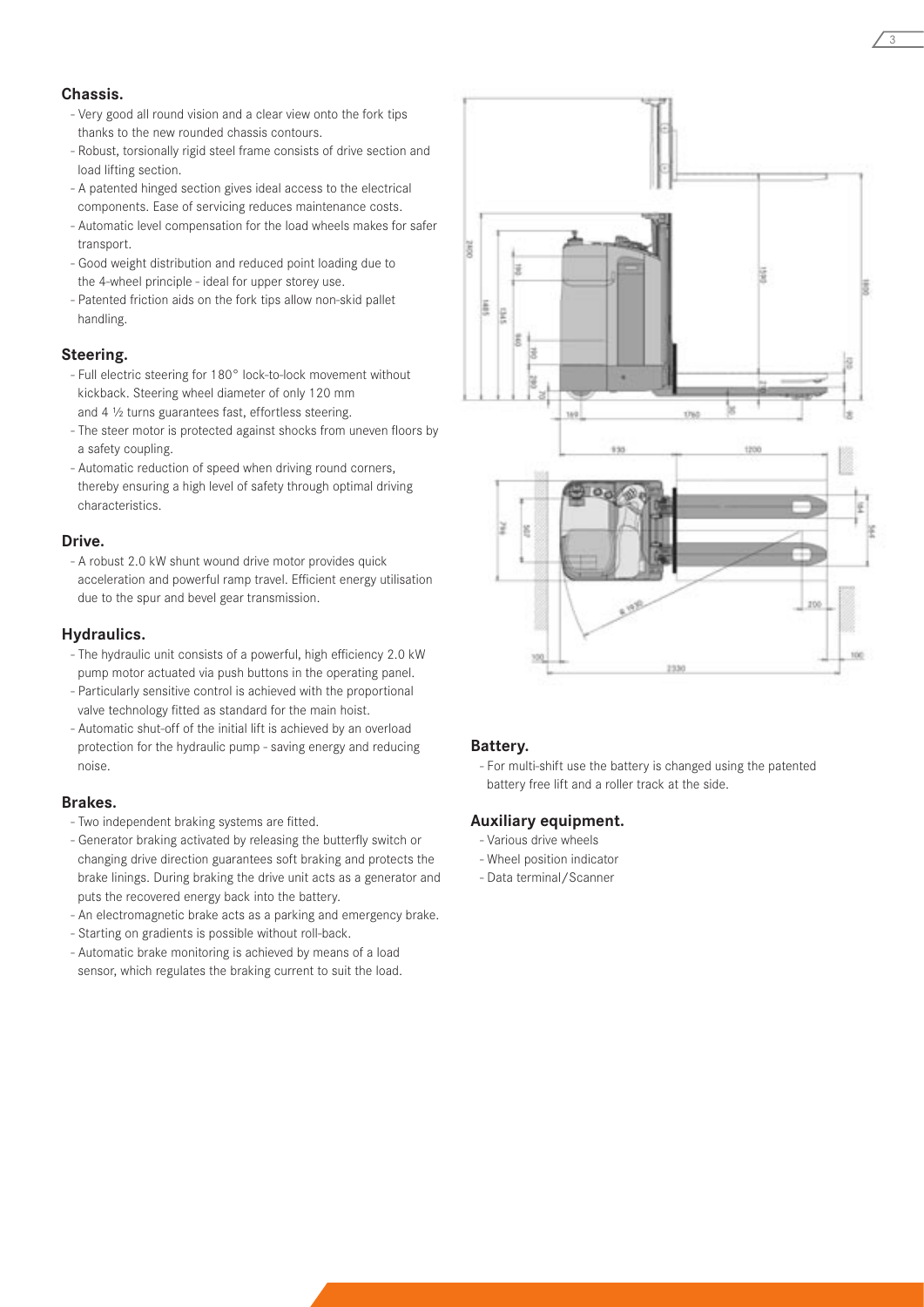## Chassis.

- Very good all round vision and a clear view onto the fork tips thanks to the new rounded chassis contours.
- Robust, torsionally rigid steel frame consists of drive section and load lifting section.
- A patented hinged section gives ideal access to the electrical components. Ease of servicing reduces maintenance costs.
- Automatic level compensation for the load wheels makes for safer transport.
- Good weight distribution and reduced point loading due to the 4-wheel principle - ideal for upper storey use.
- Patented friction aids on the fork tips allow non-skid pallet handling.

## Steering.

- Full electric steering for 180° lock-to-lock movement without kickback. Steering wheel diameter of only 120 mm and 4 ½ turns guarantees fast, effortless steering.
- The steer motor is protected against shocks from uneven floors by a safety coupling.
- Automatic reduction of speed when driving round corners, thereby ensuring a high level of safety through optimal driving characteristics.

## Drive.

- A robust 2.0 kW shunt wound drive motor provides quick acceleration and powerful ramp travel. Efficient energy utilisation due to the spur and bevel gear transmission.

## Hydraulics.

- The hydraulic unit consists of a powerful, high efficiency 2.0 kW pump motor actuated via push buttons in the operating panel.
- Particularly sensitive control is achieved with the proportional valve technology fitted as standard for the main hoist.
- Automatic shut-off of the initial lift is achieved by an overload protection for the hydraulic pump - saving energy and reducing noise.

## Brakes.

- Two independent braking systems are fitted.
- Generator braking activated by releasing the butterfly switch or changing drive direction guarantees soft braking and protects the brake linings. During braking the drive unit acts as a generator and puts the recovered energy back into the battery.
- An electromagnetic brake acts as a parking and emergency brake.
- Starting on gradients is possible without roll-back.
- Automatic brake monitoring is achieved by means of a load sensor, which regulates the braking current to suit the load.

## Battery.

- For multi-shift use the battery is changed using the patented battery free lift and a roller track at the side.

## Auxiliary equipment.

- Various drive wheels
- Wheel position indicator
- Data terminal/Scanner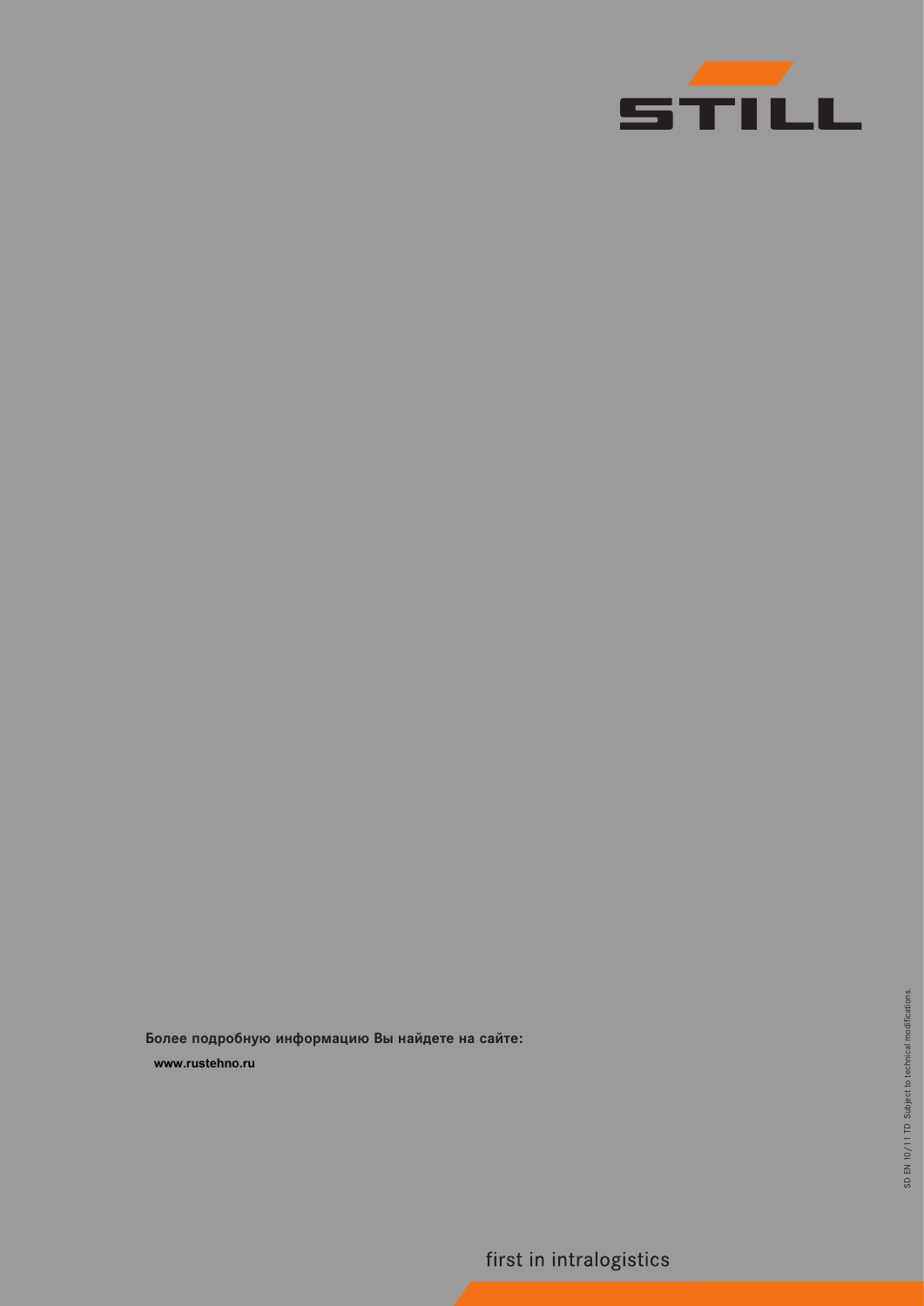STILL

**Более подробную информацию Вы найдете на сайте:**

**www.rustehno.ru**

SD EN 10/11 TD Subject to technical modifications.

first in intralogistics